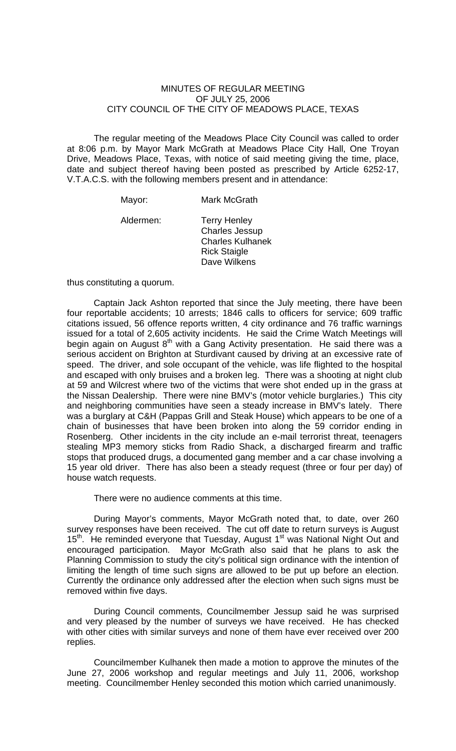# MINUTES OF REGULAR MEETING
# OF JULY 25, 2006
# CITY COUNCIL OF THE CITY OF MEADOWS PLACE, TEXAS

The regular meeting of the Meadows Place City Council was called to order at 8:06 p.m. by Mayor Mark McGrath at Meadows Place City Hall, One Troyan Drive, Meadows Place, Texas, with notice of said meeting giving the time, place, date and subject thereof having been posted as prescribed by Article 6252-17, V.T.A.C.S. with the following members present and in attendance:

| | |
|---|---|
| Mayor: | Mark McGrath |
| Aldermen: | Terry Henley<br>Charles Jessup<br>Charles Kulhanek<br>Rick Staigle<br>Dave Wilkens |

thus constituting a quorum.

Captain Jack Ashton reported that since the July meeting, there have been four reportable accidents; 10 arrests; 1846 calls to officers for service; 609 traffic citations issued, 56 offence reports written, 4 city ordinance and 76 traffic warnings issued for a total of 2,605 activity incidents. He said the Crime Watch Meetings will begin again on August 8th with a Gang Activity presentation. He said there was a serious accident on Brighton at Sturdivant caused by driving at an excessive rate of speed. The driver, and sole occupant of the vehicle, was life flighted to the hospital and escaped with only bruises and a broken leg. There was a shooting at night club at 59 and Wilcrest where two of the victims that were shot ended up in the grass at the Nissan Dealership. There were nine BMV's (motor vehicle burglaries.) This city and neighboring communities have seen a steady increase in BMV's lately. There was a burglary at C&H (Pappas Grill and Steak House) which appears to be one of a chain of businesses that have been broken into along the 59 corridor ending in Rosenberg. Other incidents in the city include an e-mail terrorist threat, teenagers stealing MP3 memory sticks from Radio Shack, a discharged firearm and traffic stops that produced drugs, a documented gang member and a car chase involving a 15 year old driver. There has also been a steady request (three or four per day) of house watch requests.

There were no audience comments at this time.

During Mayor's comments, Mayor McGrath noted that, to date, over 260 survey responses have been received. The cut off date to return surveys is August 15th. He reminded everyone that Tuesday, August 1st was National Night Out and encouraged participation. Mayor McGrath also said that he plans to ask the Planning Commission to study the city's political sign ordinance with the intention of limiting the length of time such signs are allowed to be put up before an election. Currently the ordinance only addressed after the election when such signs must be removed within five days.

During Council comments, Councilmember Jessup said he was surprised and very pleased by the number of surveys we have received. He has checked with other cities with similar surveys and none of them have ever received over 200 replies.

Councilmember Kulhanek then made a motion to approve the minutes of the June 27, 2006 workshop and regular meetings and July 11, 2006, workshop meeting. Councilmember Henley seconded this motion which carried unanimously.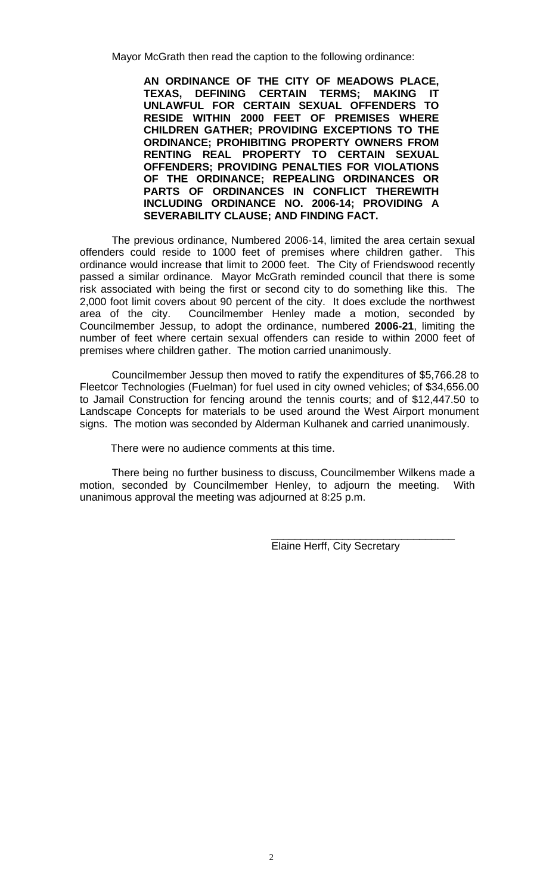Mayor McGrath then read the caption to the following ordinance:

> **AN ORDINANCE OF THE CITY OF MEADOWS PLACE, TEXAS, DEFINING CERTAIN TERMS; MAKING IT UNLAWFUL FOR CERTAIN SEXUAL OFFENDERS TO RESIDE WITHIN 2000 FEET OF PREMISES WHERE CHILDREN GATHER; PROVIDING EXCEPTIONS TO THE ORDINANCE; PROHIBITING PROPERTY OWNERS FROM RENTING REAL PROPERTY TO CERTAIN SEXUAL OFFENDERS; PROVIDING PENALTIES FOR VIOLATIONS OF THE ORDINANCE; REPEALING ORDINANCES OR PARTS OF ORDINANCES IN CONFLICT THEREWITH INCLUDING ORDINANCE NO. 2006-14; PROVIDING A SEVERABILITY CLAUSE; AND FINDING FACT.**

The previous ordinance, Numbered 2006-14, limited the area certain sexual offenders could reside to 1000 feet of premises where children gather. This ordinance would increase that limit to 2000 feet. The City of Friendswood recently passed a similar ordinance. Mayor McGrath reminded council that there is some risk associated with being the first or second city to do something like this. The 2,000 foot limit covers about 90 percent of the city. It does exclude the northwest area of the city. Councilmember Henley made a motion, seconded by Councilmember Jessup, to adopt the ordinance, numbered **2006-21**, limiting the number of feet where certain sexual offenders can reside to within 2000 feet of premises where children gather. The motion carried unanimously.

Councilmember Jessup then moved to ratify the expenditures of $5,766.28 to Fleetcor Technologies (Fuelman) for fuel used in city owned vehicles; of $34,656.00 to Jamail Construction for fencing around the tennis courts; and of $12,447.50 to Landscape Concepts for materials to be used around the West Airport monument signs. The motion was seconded by Alderman Kulhanek and carried unanimously.

There were no audience comments at this time.

There being no further business to discuss, Councilmember Wilkens made a motion, seconded by Councilmember Henley, to adjourn the meeting. With unanimous approval the meeting was adjourned at 8:25 p.m.

\_\_\_\_\_\_\_\_\_\_\_\_\_\_\_\_\_\_\_\_\_\_\_\_\_\_\_\_\_\_\_\_

Elaine Herff, City Secretary